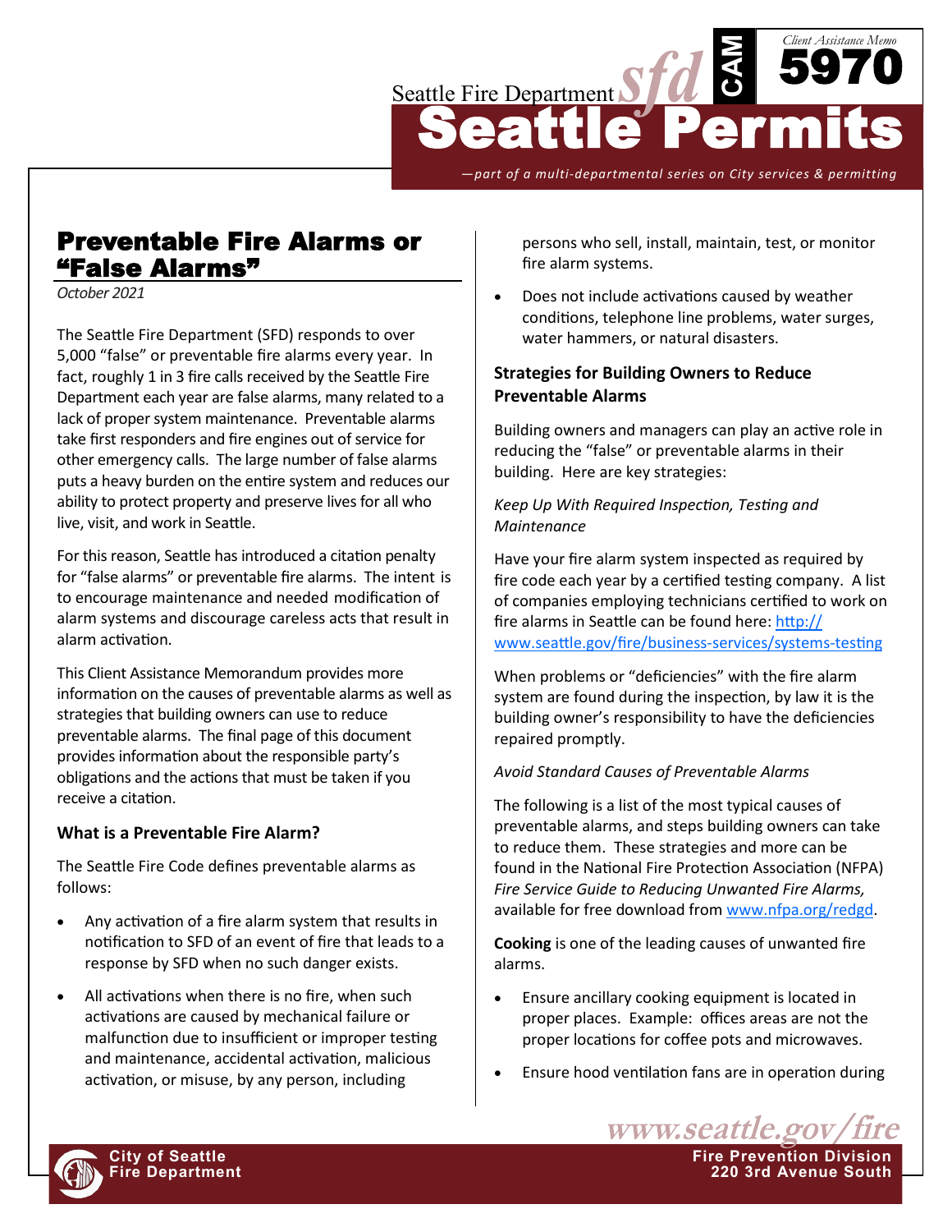# Preventable Fire Alarms or "False Alarms"

*October 2021*

The Seattle Fire Department (SFD) responds to over 5,000 "false" or preventable fire alarms every year. In fact, roughly 1 in 3 fire calls received by the Seattle Fire Department each year are false alarms, many related to a lack of proper system maintenance. Preventable alarms take first responders and fire engines out of service for other emergency calls. The large number of false alarms puts a heavy burden on the entire system and reduces our ability to protect property and preserve lives for all who live, visit, and work in Seattle.

For this reason, Seattle has introduced a citation penalty for "false alarms" or preventable fire alarms. The intent is to encourage maintenance and needed modification of alarm systems and discourage careless acts that result in alarm activation.

This Client Assistance Memorandum provides more information on the causes of preventable alarms as well as strategies that building owners can use to reduce preventable alarms. The final page of this document provides information about the responsible party's obligations and the actions that must be taken if you receive a citation.

### What is a Preventable Fire Alarm?

The Seattle Fire Code defines preventable alarms as follows:

- Any activation of a fire alarm system that results in notification to SFD of an event of fire that leads to a response by SFD when no such danger exists.
- All activations when there is no fire, when such activations are caused by mechanical failure or malfunction due to insufficient or improper testing and maintenance, accidental activation, malicious activation, or misuse, by any person, including persons who sell, install, maintain, test, or monitor fire alarm systems.
- Does not include activations caused by weather conditions, telephone line problems, water surges, water hammers, or natural disasters.

### Strategies for Building Owners to Reduce Preventable Alarms

Building owners and managers can play an active role in reducing the "false" or preventable alarms in their building. Here are key strategies:

*Keep Up With Required Inspection, Testing and Maintenance*

Have your fire alarm system inspected as required by fire code each year by a certified testing company. A list of companies employing technicians certified to work on fire alarms in Seattle can be found here: http://www.seattle.gov/fire/business-services/systems-testing

When problems or "deficiencies" with the fire alarm system are found during the inspection, by law it is the building owner's responsibility to have the deficiencies repaired promptly.

*Avoid Standard Causes of Preventable Alarms*

The following is a list of the most typical causes of preventable alarms, and steps building owners can take to reduce them. These strategies and more can be found in the National Fire Protection Association (NFPA) *Fire Service Guide to Reducing Unwanted Fire Alarms,* available for free download from www.nfpa.org/redgd.

**Cooking** is one of the leading causes of unwanted fire alarms.

- Ensure ancillary cooking equipment is located in proper places. Example: offices areas are not the proper locations for coffee pots and microwaves.
- Ensure hood ventilation fans are in operation during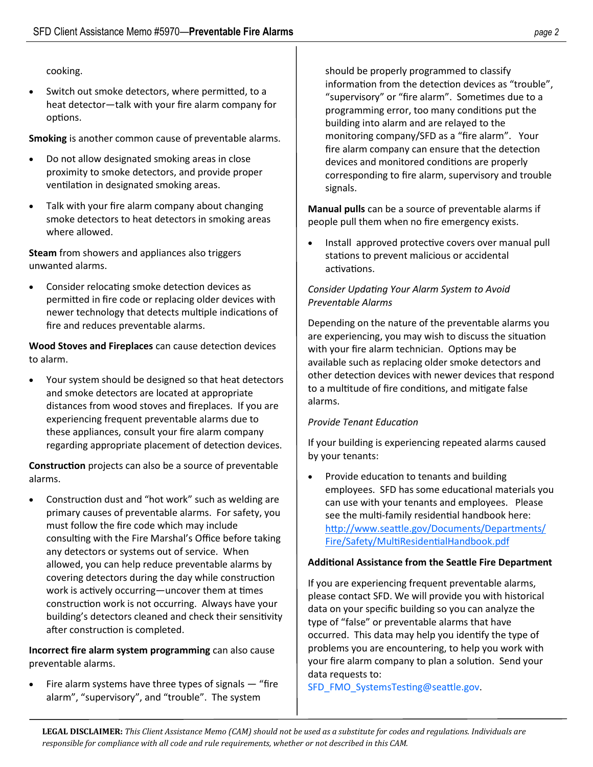cooking.

- Switch out smoke detectors, where permitted, to a heat detector—talk with your fire alarm company for options.

**Smoking** is another common cause of preventable alarms.

- Do not allow designated smoking areas in close proximity to smoke detectors, and provide proper ventilation in designated smoking areas.
- Talk with your fire alarm company about changing smoke detectors to heat detectors in smoking areas where allowed.

**Steam** from showers and appliances also triggers unwanted alarms.

- Consider relocating smoke detection devices as permitted in fire code or replacing older devices with newer technology that detects multiple indications of fire and reduces preventable alarms.

**Wood Stoves and Fireplaces** can cause detection devices to alarm.

- Your system should be designed so that heat detectors and smoke detectors are located at appropriate distances from wood stoves and fireplaces. If you are experiencing frequent preventable alarms due to these appliances, consult your fire alarm company regarding appropriate placement of detection devices.

**Construction** projects can also be a source of preventable alarms.

- Construction dust and "hot work" such as welding are primary causes of preventable alarms. For safety, you must follow the fire code which may include consulting with the Fire Marshal's Office before taking any detectors or systems out of service. When allowed, you can help reduce preventable alarms by covering detectors during the day while construction work is actively occurring—uncover them at times construction work is not occurring. Always have your building's detectors cleaned and check their sensitivity after construction is completed.

**Incorrect fire alarm system programming** can also cause preventable alarms.

- Fire alarm systems have three types of signals — "fire alarm", "supervisory", and "trouble". The system should be properly programmed to classify information from the detection devices as "trouble", "supervisory" or "fire alarm". Sometimes due to a programming error, too many conditions put the building into alarm and are relayed to the monitoring company/SFD as a "fire alarm". Your fire alarm company can ensure that the detection devices and monitored conditions are properly corresponding to fire alarm, supervisory and trouble signals.

**Manual pulls** can be a source of preventable alarms if people pull them when no fire emergency exists.

- Install approved protective covers over manual pull stations to prevent malicious or accidental activations.

*Consider Updating Your Alarm System to Avoid Preventable Alarms*

Depending on the nature of the preventable alarms you are experiencing, you may wish to discuss the situation with your fire alarm technician. Options may be available such as replacing older smoke detectors and other detection devices with newer devices that respond to a multitude of fire conditions, and mitigate false alarms.

*Provide Tenant Education*

If your building is experiencing repeated alarms caused by your tenants:

- Provide education to tenants and building employees. SFD has some educational materials you can use with your tenants and employees. Please see the multi-family residential handbook here: http://www.seattle.gov/Documents/Departments/Fire/Safety/MultiResidentialHandbook.pdf

**Additional Assistance from the Seattle Fire Department**

If you are experiencing frequent preventable alarms, please contact SFD. We will provide you with historical data on your specific building so you can analyze the type of "false" or preventable alarms that have occurred. This data may help you identify the type of problems you are encountering, to help you work with your fire alarm company to plan a solution. Send your data requests to: SFD_FMO_SystemsTesting@seattle.gov.

**LEGAL DISCLAIMER:** *This Client Assistance Memo (CAM) should not be used as a substitute for codes and regulations. Individuals are responsible for compliance with all code and rule requirements, whether or not described in this CAM.*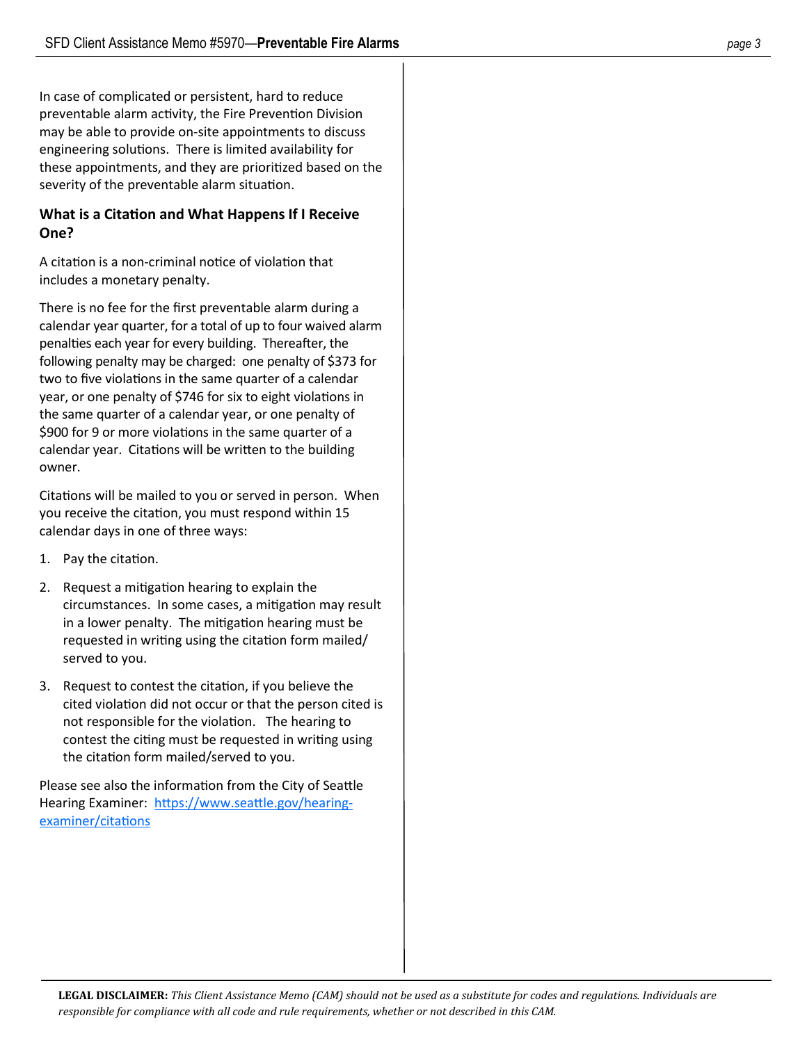In case of complicated or persistent, hard to reduce preventable alarm activity, the Fire Prevention Division may be able to provide on-site appointments to discuss engineering solutions. There is limited availability for these appointments, and they are prioritized based on the severity of the preventable alarm situation.

### What is a Citation and What Happens If I Receive One?

A citation is a non-criminal notice of violation that includes a monetary penalty.

There is no fee for the first preventable alarm during a calendar year quarter, for a total of up to four waived alarm penalties each year for every building. Thereafter, the following penalty may be charged: one penalty of $373 for two to five violations in the same quarter of a calendar year, or one penalty of $746 for six to eight violations in the same quarter of a calendar year, or one penalty of $900 for 9 or more violations in the same quarter of a calendar year. Citations will be written to the building owner.

Citations will be mailed to you or served in person. When you receive the citation, you must respond within 15 calendar days in one of three ways:

1. Pay the citation.
2. Request a mitigation hearing to explain the circumstances. In some cases, a mitigation may result in a lower penalty. The mitigation hearing must be requested in writing using the citation form mailed/served to you.
3. Request to contest the citation, if you believe the cited violation did not occur or that the person cited is not responsible for the violation. The hearing to contest the citing must be requested in writing using the citation form mailed/served to you.

Please see also the information from the City of Seattle Hearing Examiner: [https://www.seattle.gov/hearing-examiner/citations](https://www.seattle.gov/hearing-examiner/citations)

**LEGAL DISCLAIMER:** *This Client Assistance Memo (CAM) should not be used as a substitute for codes and regulations. Individuals are responsible for compliance with all code and rule requirements, whether or not described in this CAM.*